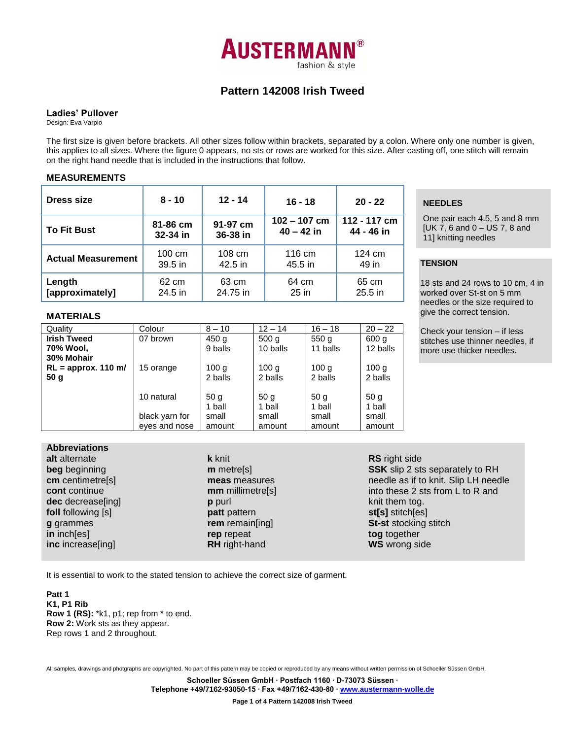AUSTERMANN®
fashion & style

# Pattern 142008 Irish Tweed

## Ladies' Pullover

Design: Eva Varpio

The first size is given before brackets. All other sizes follow within brackets, separated by a colon. Where only one number is given, this applies to all sizes. Where the figure 0 appears, no sts or rows are worked for this size. After casting off, one stitch will remain on the right hand needle that is included in the instructions that follow.

### MEASUREMENTS

| Dress size | 8 - 10 | 12 - 14 | 16 - 18 | 20 - 22 |
|---|---|---|---|---|
| To Fit Bust | 81-86 cm 32-34 in | 91-97 cm 36-38 in | 102 – 107 cm 40 – 42 in | 112 - 117 cm 44 - 46 in |
| Actual Measurement | 100 cm 39.5 in | 108 cm 42.5 in | 116 cm 45.5 in | 124 cm 49 in |
| Length [approximately] | 62 cm 24.5 in | 63 cm 24.75 in | 64 cm 25 in | 65 cm 25.5 in |

### NEEDLES

One pair each 4.5, 5 and 8 mm [UK 7, 6 and 0 – US 7, 8 and 11] knitting needles

### TENSION

18 sts and 24 rows to 10 cm, 4 in worked over St-st on 5 mm needles or the size required to give the correct tension.

Check your tension – if less stitches use thinner needles, if more use thicker needles.

### MATERIALS

| Quality | Colour | 8 – 10 | 12 – 14 | 16 – 18 | 20 – 22 |
|---|---|---|---|---|---|
| **Irish Tweed 70% Wool, 30% Mohair** | 07 brown | 450 g 9 balls | 500 g 10 balls | 550 g 11 balls | 600 g 12 balls |
| **RL = approx. 110 m/ 50 g** | 15 orange | 100 g 2 balls | 100 g 2 balls | 100 g 2 balls | 100 g 2 balls |
| | 10 natural | 50 g 1 ball | 50 g 1 ball | 50 g 1 ball | 50 g 1 ball |
| | black yarn for eyes and nose | small amount | small amount | small amount | small amount |

### Abbreviations

**alt** alternate
**beg** beginning
**cm** centimetre[s]
**cont** continue
**dec** decrease[ing]
**foll** following [s]
**g** grammes
**in** inch[es]
**inc** increase[ing]
**k** knit
**m** metre[s]
**meas** measures
**mm** millimetre[s]
**p** purl
**patt** pattern
**rem** remain[ing]
**rep** repeat
**RH** right-hand
**RS** right side
**SSK** slip 2 sts separately to RH needle as if to knit. Slip LH needle into these 2 sts from L to R and knit them tog.
**st[s]** stitch[es]
**St-st** stocking stitch
**tog** together
**WS** wrong side

It is essential to work to the stated tension to achieve the correct size of garment.

**Patt 1**
**K1, P1 Rib**
**Row 1 (RS):** *k1, p1; rep from * to end.
**Row 2:** Work sts as they appear.
Rep rows 1 and 2 throughout.

All samples, drawings and photgraphs are copyrighted. No part of this pattern may be copied or reproduced by any means without written permission of Schoeller Süssen GmbH.

**Schoeller Süssen GmbH · Postfach 1160 · D-73073 Süssen ·**
**Telephone +49/7162-93050-15 · Fax +49/7162-430-80 · www.austermann-wolle.de**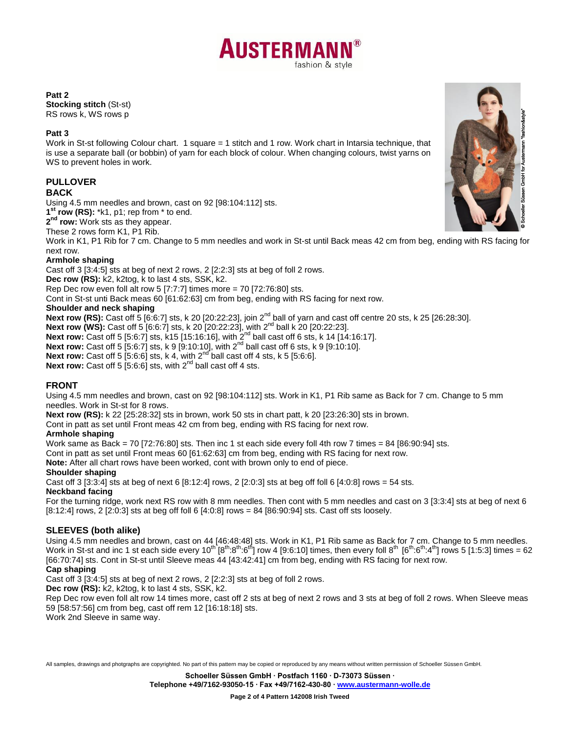**Patt 2**
**Stocking stitch** (St-st)
RS rows k, WS rows p

**Patt 3**
Work in St-st following Colour chart. 1 square = 1 stitch and 1 row. Work chart in Intarsia technique, that is use a separate ball (or bobbin) of yarn for each block of colour. When changing colours, twist yarns on WS to prevent holes in work.

## PULLOVER

### BACK

Using 4.5 mm needles and brown, cast on 92 [98:104:112] sts.
**1st row (RS):** *k1, p1; rep from * to end.
**2nd row:** Work sts as they appear.
These 2 rows form K1, P1 Rib.
Work in K1, P1 Rib for 7 cm. Change to 5 mm needles and work in St-st until Back meas 42 cm from beg, ending with RS facing for next row.

**Armhole shaping**
Cast off 3 [3:4:5] sts at beg of next 2 rows, 2 [2:2:3] sts at beg of foll 2 rows.
**Dec row (RS):** k2, k2tog, k to last 4 sts, SSK, k2.
Rep Dec row even foll alt row 5 [7:7:7] times more = 70 [72:76:80] sts.
Cont in St-st unti Back meas 60 [61:62:63] cm from beg, ending with RS facing for next row.

**Shoulder and neck shaping**
**Next row (RS):** Cast off 5 [6:6:7] sts, k 20 [20:22:23], join 2nd ball of yarn and cast off centre 20 sts, k 25 [26:28:30].
**Next row (WS):** Cast off 5 [6:6:7] sts, k 20 [20:22:23], with 2nd ball k 20 [20:22:23].
**Next row:** Cast off 5 [5:6:7] sts, k15 [15:16:16], with 2nd ball cast off 6 sts, k 14 [14:16:17].
**Next row:** Cast off 5 [5:6:7] sts, k 9 [9:10:10], with 2nd ball cast off 6 sts, k 9 [9:10:10].
**Next row:** Cast off 5 [5:6:6] sts, k 4, with 2nd ball cast off 4 sts, k 5 [5:6:6].
**Next row:** Cast off 5 [5:6:6] sts, with 2nd ball cast off 4 sts.

### FRONT

Using 4.5 mm needles and brown, cast on 92 [98:104:112] sts. Work in K1, P1 Rib same as Back for 7 cm. Change to 5 mm needles. Work in St-st for 8 rows.
**Next row (RS):** k 22 [25:28:32] sts in brown, work 50 sts in chart patt, k 20 [23:26:30] sts in brown.
Cont in patt as set until Front meas 42 cm from beg, ending with RS facing for next row.

**Armhole shaping**
Work same as Back = 70 [72:76:80] sts. Then inc 1 st each side every foll 4th row 7 times = 84 [86:90:94] sts.
Cont in patt as set until Front meas 60 [61:62:63] cm from beg, ending with RS facing for next row.
**Note:** After all chart rows have been worked, cont with brown only to end of piece.

**Shoulder shaping**
Cast off 3 [3:3:4] sts at beg of next 6 [8:12:4] rows, 2 [2:0:3] sts at beg off foll 6 [4:0:8] rows = 54 sts.

**Neckband facing**
For the turning ridge, work next RS row with 8 mm needles. Then cont with 5 mm needles and cast on 3 [3:3:4] sts at beg of next 6 [8:12:4] rows, 2 [2:0:3] sts at beg off foll 6 [4:0:8] rows = 84 [86:90:94] sts. Cast off sts loosely.

### SLEEVES (both alike)

Using 4.5 mm needles and brown, cast on 44 [46:48:48] sts. Work in K1, P1 Rib same as Back for 7 cm. Change to 5 mm needles. Work in St-st and inc 1 st each side every 10th [8th:8th:6th] row 4 [9:6:10] times, then every foll 8th [6th:6th:4th] rows 5 [1:5:3] times = 62 [66:70:74] sts. Cont in St-st until Sleeve meas 44 [43:42:41] cm from beg, ending with RS facing for next row.

**Cap shaping**
Cast off 3 [3:4:5] sts at beg of next 2 rows, 2 [2:2:3] sts at beg of foll 2 rows.
**Dec row (RS):** k2, k2tog, k to last 4 sts, SSK, k2.
Rep Dec row even foll alt row 14 times more, cast off 2 sts at beg of next 2 rows and 3 sts at beg of foll 2 rows. When Sleeve meas 59 [58:57:56] cm from beg, cast off rem 12 [16:18:18] sts.
Work 2nd Sleeve in same way.

All samples, drawings and photgraphs are copyrighted. No part of this pattern may be copied or reproduced by any means without written permission of Schoeller Süssen GmbH.

**Schoeller Süssen GmbH · Postfach 1160 · D-73073 Süssen ·**
**Telephone +49/7162-93050-15 · Fax +49/7162-430-80 · www.austermann-wolle.de**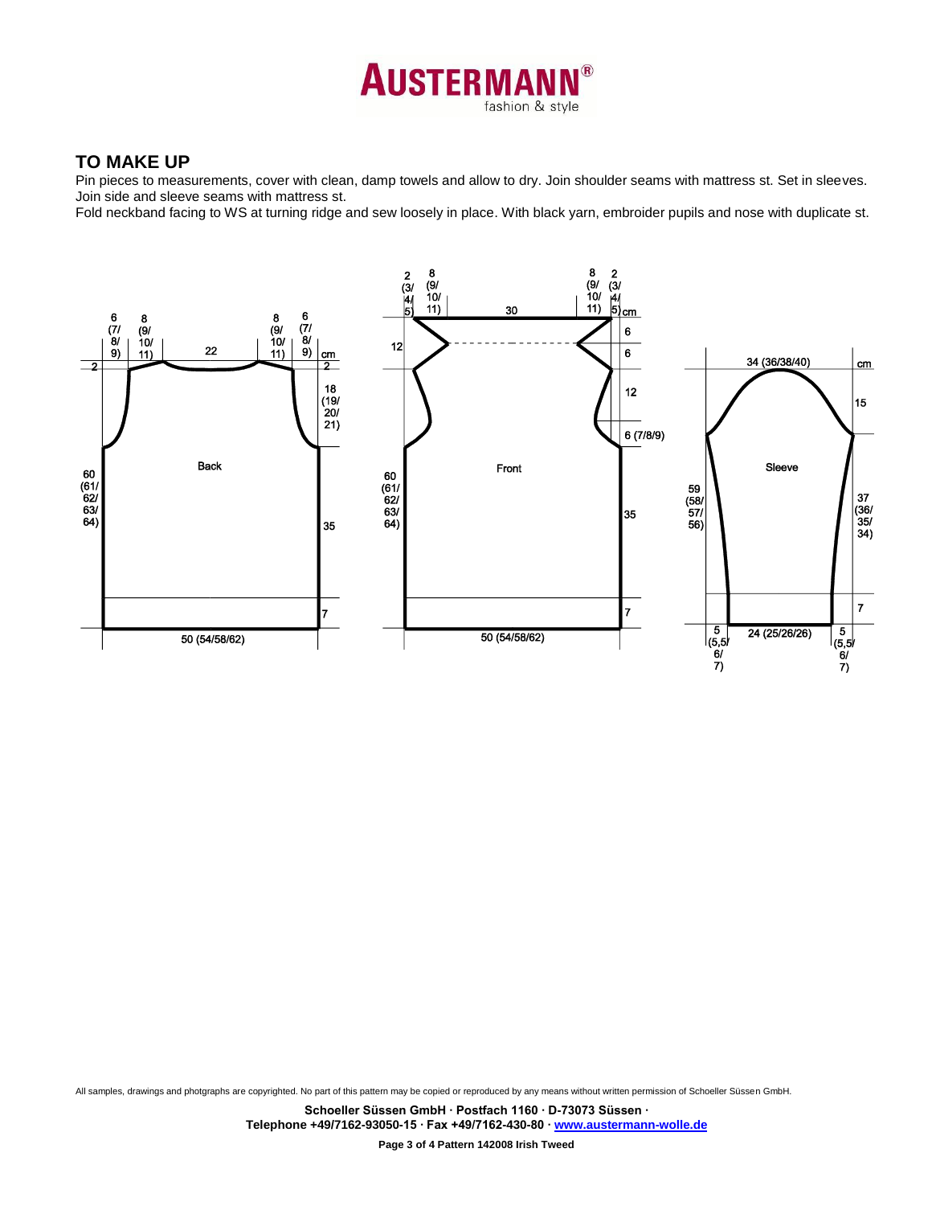## TO MAKE UP

Pin pieces to measurements, cover with clean, damp towels and allow to dry. Join shoulder seams with mattress st. Set in sleeves. Join side and sleeve seams with mattress st.

Fold neckband facing to WS at turning ridge and sew loosely in place. With black yarn, embroider pupils and nose with duplicate st.

All samples, drawings and photgraphs are copyrighted. No part of this pattern may be copied or reproduced by any means without written permission of Schoeller Süssen GmbH.

**Schoeller Süssen GmbH · Postfach 1160 · D-73073 Süssen ·**
**Telephone +49/7162-93050-15 · Fax +49/7162-430-80 · www.austermann-wolle.de**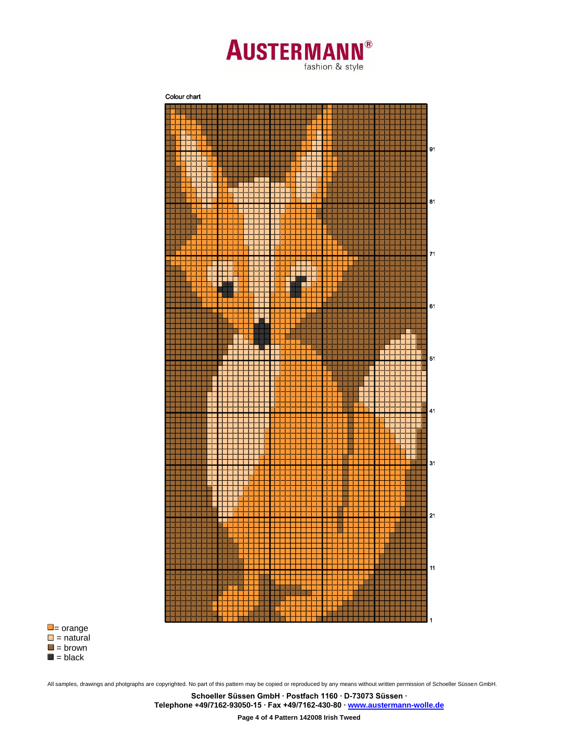Colour chart

91

81

71

61

51

41

31

21

11

1

= orange
= natural
= brown
= black

All samples, drawings and photgraphs are copyrighted. No part of this pattern may be copied or reproduced by any means without written permission of Schoeller Süssen GmbH.

**Schoeller Süssen GmbH · Postfach 1160 · D-73073 Süssen ·**
**Telephone +49/7162-93050-15 · Fax +49/7162-430-80 · www.austermann-wolle.de**